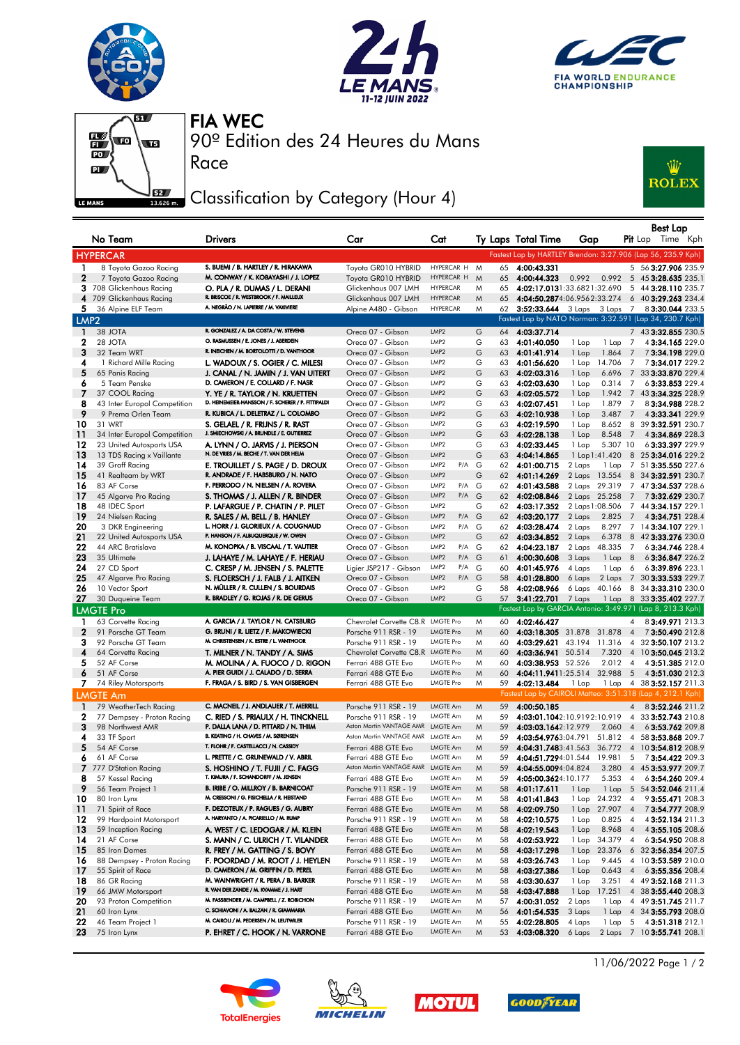# FIA WEC

90º Edition des 24 Heures du Mans

Race

## Classification by Category (Hour 4)

| No | Team | Drivers | Car | Cat | Ty | Laps | Total Time | Gap | | Pit | Best Lap Lap | Time | Kph |
|---|---|---|---|---|---|---|---|---|---|---|---|---|---|
| **HYPERCAR** | | | | | | | Fastest Lap by HARTLEY Brendon: 3:27.906 (Lap 56, 235.9 Kph) | | | | | | |
| 1 | 8 Toyota Gazoo Racing | S. BUEMI / B. HARTLEY / R. HIRAKAWA | Toyota GR010 HYBRID | HYPERCAR H | M | 65 | 4:00:43.331 | | | 5 | 56 | 3:27.906 | 235.9 |
| 2 | 7 Toyota Gazoo Racing | M. CONWAY / K. KOBAYASHI / J. LOPEZ | Toyota GR010 HYBRID | HYPERCAR H | M | 65 | 4:00:44.323 | 0.992 | 0.992 | 5 | 45 | 3:28.635 | 235.1 |
| 3 | 708 Glickenhaus Racing | O. PLA / R. DUMAS / L. DERANI | Glickenhaus 007 LMH | HYPERCAR | M | 65 | 4:02:17.013 | 1:33.682 | 1:32.690 | 5 | 44 | 3:28.110 | 235.7 |
| 4 | 709 Glickenhaus Racing | R. BRISCOE / R. WESTBROOK / F. MAILLEUX | Glickenhaus 007 LMH | HYPERCAR | M | 65 | 4:04:50.287 | 4:06.956 | 2:33.274 | 6 | 40 | 3:29.263 | 234.4 |
| 5 | 36 Alpine ELF Team | A. NEGRÃO / N. LAPIERRE / M. VAXIVIERE | Alpine A480 - Gibson | HYPERCAR | M | 62 | 3:52:33.644 | 3 Laps | 3 Laps | 7 | 8 | 3:30.044 | 233.5 |
| **LMP2** | | | | | | | Fastest Lap by NATO Norman: 3:32.591 (Lap 34, 230.7 Kph) | | | | | | |
| 1 | 38 JOTA | R. GONZALEZ / A. DA COSTA / W. STEVENS | Oreca 07 - Gibson | LMP2 | G | 64 | 4:03:37.714 | | | 7 | 43 | 3:32.855 | 230.5 |
| 2 | 28 JOTA | O. RASMUSSEN / E. JONES / J. ABERDEIN | Oreca 07 - Gibson | LMP2 | G | 63 | 4:01:40.050 | 1 Lap | 1 Lap | 7 | 4 | 3:34.165 | 229.0 |
| 3 | 32 Team WRT | R. INEICHEN / M. BORTOLOTTI / D. VANTHOOR | Oreca 07 - Gibson | LMP2 | G | 63 | 4:01:41.914 | 1 Lap | 1.864 | 7 | 7 | 3:34.198 | 229.0 |
| 4 | 1 Richard Mille Racing | L. WADOUX / S. OGIER / C. MILESI | Oreca 07 - Gibson | LMP2 | G | 63 | 4:01:56.620 | 1 Lap | 14.706 | 7 | 7 | 3:34.017 | 229.2 |
| 5 | 65 Panis Racing | J. CANAL / N. JAMIN / J. VAN UITERT | Oreca 07 - Gibson | LMP2 | G | 63 | 4:02:03.316 | 1 Lap | 6.696 | 7 | 33 | 3:33.870 | 229.4 |
| 6 | 5 Team Penske | D. CAMERON / E. COLLARD / F. NASR | Oreca 07 - Gibson | LMP2 | G | 63 | 4:02:03.630 | 1 Lap | 0.314 | 7 | 6 | 3:33.853 | 229.4 |
| 7 | 37 COOL Racing | Y. YE / R. TAYLOR / N. KRUETTEN | Oreca 07 - Gibson | LMP2 | G | 63 | 4:02:05.572 | 1 Lap | 1.942 | 7 | 43 | 3:34.325 | 228.9 |
| 8 | 43 Inter Europol Competition | D. HEINEMEIER-HANSSON / F. SCHERER / P. FITTIPALDI | Oreca 07 - Gibson | LMP2 | G | 63 | 4:02:07.451 | 1 Lap | 1.879 | 7 | 8 | 3:34.988 | 228.2 |
| 9 | 9 Prema Orlen Team | R. KUBICA / L. DELETRAZ / L. COLOMBO | Oreca 07 - Gibson | LMP2 | G | 63 | 4:02:10.938 | 1 Lap | 3.487 | 7 | 4 | 3:33.441 | 229.9 |
| 10 | 31 WRT | S. GELAEL / R. FRIJNS / R. RAST | Oreca 07 - Gibson | LMP2 | G | 63 | 4:02:19.590 | 1 Lap | 8.652 | 8 | 39 | 3:32.591 | 230.7 |
| 11 | 34 Inter Europol Competition | J. SMIECHOWSKI / A. BRUNDLE / E. GUTIERREZ | Oreca 07 - Gibson | LMP2 | G | 63 | 4:02:28.138 | 1 Lap | 8.548 | 7 | 4 | 3:34.869 | 228.3 |
| 12 | 23 United Autosports USA | A. LYNN / O. JARVIS / J. PIERSON | Oreca 07 - Gibson | LMP2 | G | 63 | 4:02:33.445 | 1 Lap | 5.307 | 10 | 6 | 3:33.397 | 229.9 |
| 13 | 13 TDS Racing x Vaillante | N. DE VRIES / M. BECHE / T. VAN DER HELM | Oreca 07 - Gibson | LMP2 | G | 63 | 4:04:14.865 | 1 Lap | 1:41.420 | 8 | 25 | 3:34.016 | 229.2 |
| 14 | 39 Graff Racing | E. TROUILLET / S. PAGE / D. DROUX | Oreca 07 - Gibson | LMP2 P/A | G | 62 | 4:01:00.715 | 2 Laps | 1 Lap | 7 | 51 | 3:35.550 | 227.6 |
| 15 | 41 Realteam by WRT | R. ANDRADE / F. HABSBURG / N. NATO | Oreca 07 - Gibson | LMP2 | G | 62 | 4:01:14.269 | 2 Laps | 13.554 | 8 | 34 | 3:32.591 | 230.7 |
| 16 | 83 AF Corse | F. PERRODO / N. NIELSEN / A. ROVERA | Oreca 07 - Gibson | LMP2 P/A | G | 62 | 4:01:43.588 | 2 Laps | 29.319 | 7 | 47 | 3:34.537 | 228.6 |
| 17 | 45 Algarve Pro Racing | S. THOMAS / J. ALLEN / R. BINDER | Oreca 07 - Gibson | LMP2 P/A | G | 62 | 4:02:08.846 | 2 Laps | 25.258 | 7 | 7 | 3:32.629 | 230.7 |
| 18 | 48 IDEC Sport | P. LAFARGUE / P. CHATIN / P. PILET | Oreca 07 - Gibson | LMP2 | G | 62 | 4:03:17.352 | 2 Laps | 1:08.506 | 7 | 44 | 3:34.157 | 229.1 |
| 19 | 24 Nielsen Racing | R. SALES / M. BELL / B. HANLEY | Oreca 07 - Gibson | LMP2 P/A | G | 62 | 4:03:20.177 | 2 Laps | 2.825 | 7 | 4 | 3:34.751 | 228.4 |
| 20 | 3 DKR Engineering | L. HORR / J. GLORIEUX / A. COUGNAUD | Oreca 07 - Gibson | LMP2 P/A | G | 62 | 4:03:28.474 | 2 Laps | 8.297 | 7 | 14 | 3:34.107 | 229.1 |
| 21 | 22 United Autosports USA | P. HANSON / F. ALBUQUERQUE / W. OWEN | Oreca 07 - Gibson | LMP2 | G | 62 | 4:03:34.852 | 2 Laps | 6.378 | 8 | 42 | 3:33.276 | 230.0 |
| 22 | 44 ARC Bratislava | M. KONOPKA / B. VISCAAL / T. VAUTIER | Oreca 07 - Gibson | LMP2 P/A | G | 62 | 4:04:23.187 | 2 Laps | 48.335 | 7 | 6 | 3:34.746 | 228.4 |
| 23 | 35 Ultimate | J. LAHAYE / M. LAHAYE / F. HERIAU | Oreca 07 - Gibson | LMP2 P/A | G | 61 | 4:00:30.608 | 3 Laps | 1 Lap | 8 | 6 | 3:36.847 | 226.2 |
| 24 | 27 CD Sport | C. CRESP / M. JENSEN / S. PALETTE | Ligier JSP217 - Gibson | LMP2 P/A | G | 60 | 4:01:45.976 | 4 Laps | 1 Lap | 6 | 6 | 3:39.896 | 223.1 |
| 25 | 47 Algarve Pro Racing | S. FLOERSCH / J. FALB / J. AITKEN | Oreca 07 - Gibson | LMP2 P/A | G | 58 | 4:01:28.800 | 6 Laps | 2 Laps | 7 | 30 | 3:33.533 | 229.7 |
| 26 | 10 Vector Sport | N. MÜLLER / R. CULLEN / S. BOURDAIS | Oreca 07 - Gibson | LMP2 | G | 58 | 4:02:08.966 | 6 Laps | 40.166 | 8 | 34 | 3:33.310 | 230.0 |
| 27 | 30 Duqueine Team | R. BRADLEY / G. ROJAS / R. DE GERUS | Oreca 07 - Gibson | LMP2 | G | 57 | 3:41:22.701 | 7 Laps | 1 Lap | 8 | 33 | 3:35.402 | 227.7 |
| **LMGTE Pro** | | | | | | | Fastest Lap by GARCIA Antonio: 3:49.971 (Lap 8, 213.3 Kph) | | | | | | |
| 1 | 63 Corvette Racing | A. GARCIA / J. TAYLOR / N. CATSBURG | Chevrolet Corvette C8.R | LMGTE Pro | M | 60 | 4:02:46.427 | | | 4 | 8 | 3:49.971 | 213.3 |
| 2 | 91 Porsche GT Team | G. BRUNI / R. LIETZ / F. MAKOWIECKI | Porsche 911 RSR - 19 | LMGTE Pro | M | 60 | 4:03:18.305 | 31.878 | 31.878 | 4 | 7 | 3:50.490 | 212.8 |
| 3 | 92 Porsche GT Team | M. CHRISTENSEN / K. ESTRE / L. VANTHOOR | Porsche 911 RSR - 19 | LMGTE Pro | M | 60 | 4:03:29.621 | 43.194 | 11.316 | 4 | 32 | 3:50.107 | 213.2 |
| 4 | 64 Corvette Racing | T. MILNER / N. TANDY / A. SIMS | Chevrolet Corvette C8.R | LMGTE Pro | M | 60 | 4:03:36.941 | 50.514 | 7.320 | 4 | 10 | 3:50.045 | 213.2 |
| 5 | 52 AF Corse | M. MOLINA / A. FUOCO / D. RIGON | Ferrari 488 GTE Evo | LMGTE Pro | M | 60 | 4:03:38.953 | 52.526 | 2.012 | 4 | 4 | 3:51.385 | 212.0 |
| 6 | 51 AF Corse | A. PIER GUIDI / J. CALADO / D. SERRA | Ferrari 488 GTE Evo | LMGTE Pro | M | 60 | 4:04:11.941 | 1:25.514 | 32.988 | 5 | 4 | 3:51.030 | 212.3 |
| 7 | 74 Riley Motorsports | F. FRAGA / S. BIRD / S. VAN GISBERGEN | Ferrari 488 GTE Evo | LMGTE Pro | M | 59 | 4:02:13.484 | 1 Lap | 1 Lap | 4 | 38 | 3:52.157 | 211.3 |
| **LMGTE Am** | | | | | | | Fastest Lap by CAIROLI Matteo: 3:51.318 (Lap 4, 212.1 Kph) | | | | | | |
| 1 | 79 WeatherTech Racing | C. MACNEIL / J. ANDLAUER / T. MERRILL | Porsche 911 RSR - 19 | LMGTE Am | M | 59 | 4:00:50.185 | | | 4 | 8 | 3:52.246 | 211.2 |
| 2 | 77 Dempsey - Proton Racing | C. RIED / S. PRIAULX / H. TINCKNELL | Porsche 911 RSR - 19 | LMGTE Am | M | 59 | 4:03:01.104 | 2:10.919 | 2:10.919 | 4 | 33 | 3:52.743 | 210.8 |
| 3 | 98 Northwest AMR | P. DALLA LANA / D. PITTARD / N. THIIM | Aston Martin VANTAGE AMR | LMGTE Am | M | 59 | 4:03:03.164 | 2:12.979 | 2.060 | 4 | 6 | 3:53.762 | 209.8 |
| 4 | 33 TF Sport | B. KEATING / H. CHAVES / M. SØRENSEN | Aston Martin VANTAGE AMR | LMGTE Am | M | 59 | 4:03:54.976 | 3:04.791 | 51.812 | 4 | 58 | 3:53.868 | 209.7 |
| 5 | 54 AF Corse | T. FLOHR / F. CASTELLACCI / N. CASSIDY | Ferrari 488 GTE Evo | LMGTE Am | M | 59 | 4:04:31.748 | 3:41.563 | 36.772 | 4 | 10 | 3:54.812 | 208.9 |
| 6 | 61 AF Corse | L. PRETTE / C. GRUNEWALD / V. ABRIL | Ferrari 488 GTE Evo | LMGTE Am | M | 59 | 4:04:51.729 | 4:01.544 | 19.981 | 5 | 7 | 3:54.422 | 209.3 |
| 7 | 777 D'Station Racing | S. HOSHINO / T. FUJII / C. FAGG | Aston Martin VANTAGE AMR | LMGTE Am | M | 59 | 4:04:55.009 | 4:04.824 | 3.280 | 4 | 45 | 3:53.977 | 209.7 |
| 8 | 57 Kessel Racing | T. KIMURA / F. SCHANDORFF / M. JENSEN | Ferrari 488 GTE Evo | LMGTE Am | M | 59 | 4:05:00.362 | 4:10.177 | 5.353 | 4 | 6 | 3:54.260 | 209.4 |
| 9 | 56 Team Project 1 | B. IRIBE / O. MILLROY / B. BARNICOAT | Porsche 911 RSR - 19 | LMGTE Am | M | 58 | 4:01:17.611 | 1 Lap | 1 Lap | 5 | 54 | 3:52.064 | 211.4 |
| 10 | 80 Iron Lynx | M. CRESSONI / G. FISICHELLA / R. HEISTAND | Ferrari 488 GTE Evo | LMGTE Am | M | 58 | 4:01:41.843 | 1 Lap | 24.232 | 4 | 9 | 3:55.471 | 208.3 |
| 11 | 71 Spirit of Race | F. DEZOTEUX / P. RAGUES / G. AUBRY | Ferrari 488 GTE Evo | LMGTE Am | M | 58 | 4:02:09.750 | 1 Lap | 27.907 | 4 | 7 | 3:54.777 | 208.9 |
| 12 | 99 Hardpoint Motorsport | A. HARYANTO / A. PICARIELLO / M. RUMP | Porsche 911 RSR - 19 | LMGTE Am | M | 58 | 4:02:10.575 | 1 Lap | 0.825 | 4 | 4 | 3:52.134 | 211.3 |
| 13 | 59 Inception Racing | A. WEST / C. LEDOGAR / M. KLEIN | Ferrari 488 GTE Evo | LMGTE Am | M | 58 | 4:02:19.543 | 1 Lap | 8.968 | 4 | 4 | 3:55.105 | 208.6 |
| 14 | 21 AF Corse | S. MANN / C. ULRICH / T. VILANDER | Ferrari 488 GTE Evo | LMGTE Am | M | 58 | 4:02:53.922 | 1 Lap | 34.379 | 4 | 6 | 3:54.950 | 208.8 |
| 15 | 85 Iron Dames | R. FREY / M. GATTING / S. BOVY | Ferrari 488 GTE Evo | LMGTE Am | M | 58 | 4:03:17.298 | 1 Lap | 23.376 | 6 | 32 | 3:56.354 | 207.5 |
| 16 | 88 Dempsey - Proton Racing | F. POORDAD / M. ROOT / J. HEYLEN | Porsche 911 RSR - 19 | LMGTE Am | M | 58 | 4:03:26.743 | 1 Lap | 9.445 | 4 | 10 | 3:53.589 | 210.0 |
| 17 | 55 Spirit of Race | D. CAMERON / M. GRIFFIN / D. PEREL | Ferrari 488 GTE Evo | LMGTE Am | M | 58 | 4:03:27.386 | 1 Lap | 0.643 | 4 | 6 | 3:55.356 | 208.4 |
| 18 | 86 GR Racing | M. WAINWRIGHT / R. PERA / B. BARKER | Porsche 911 RSR - 19 | LMGTE Am | M | 58 | 4:03:30.637 | 1 Lap | 3.251 | 4 | 49 | 3:52.168 | 211.3 |
| 19 | 66 JMW Motorsport | R. VAN DER ZANDE / M. KVAMME / J. HART | Ferrari 488 GTE Evo | LMGTE Am | M | 58 | 4:03:47.888 | 1 Lap | 17.251 | 4 | 38 | 3:55.440 | 208.3 |
| 20 | 93 Proton Competition | M. FASSBENDER / M. CAMPBELL / Z. ROBICHON | Porsche 911 RSR - 19 | LMGTE Am | M | 57 | 4:00:31.052 | 2 Laps | 1 Lap | 4 | 49 | 3:51.745 | 211.7 |
| 21 | 60 Iron Lynx | C. SCHIAVONI / A. BALZAN / R. GIAMMARIA | Ferrari 488 GTE Evo | LMGTE Am | M | 56 | 4:01:54.535 | 3 Laps | 1 Lap | 4 | 34 | 3:55.793 | 208.0 |
| 22 | 46 Team Project 1 | M. CAIROLI / M. PEDERSEN / N. LEUTWILER | Porsche 911 RSR - 19 | LMGTE Am | M | 55 | 4:02:28.805 | 4 Laps | 1 Lap | 5 | 4 | 3:51.318 | 212.1 |
| 23 | 75 Iron Lynx | P. EHRET / C. HOOK / N. VARRONE | Ferrari 488 GTE Evo | LMGTE Am | M | 53 | 4:03:08.320 | 6 Laps | 2 Laps | 7 | 10 | 3:55.741 | 208.1 |

11/06/2022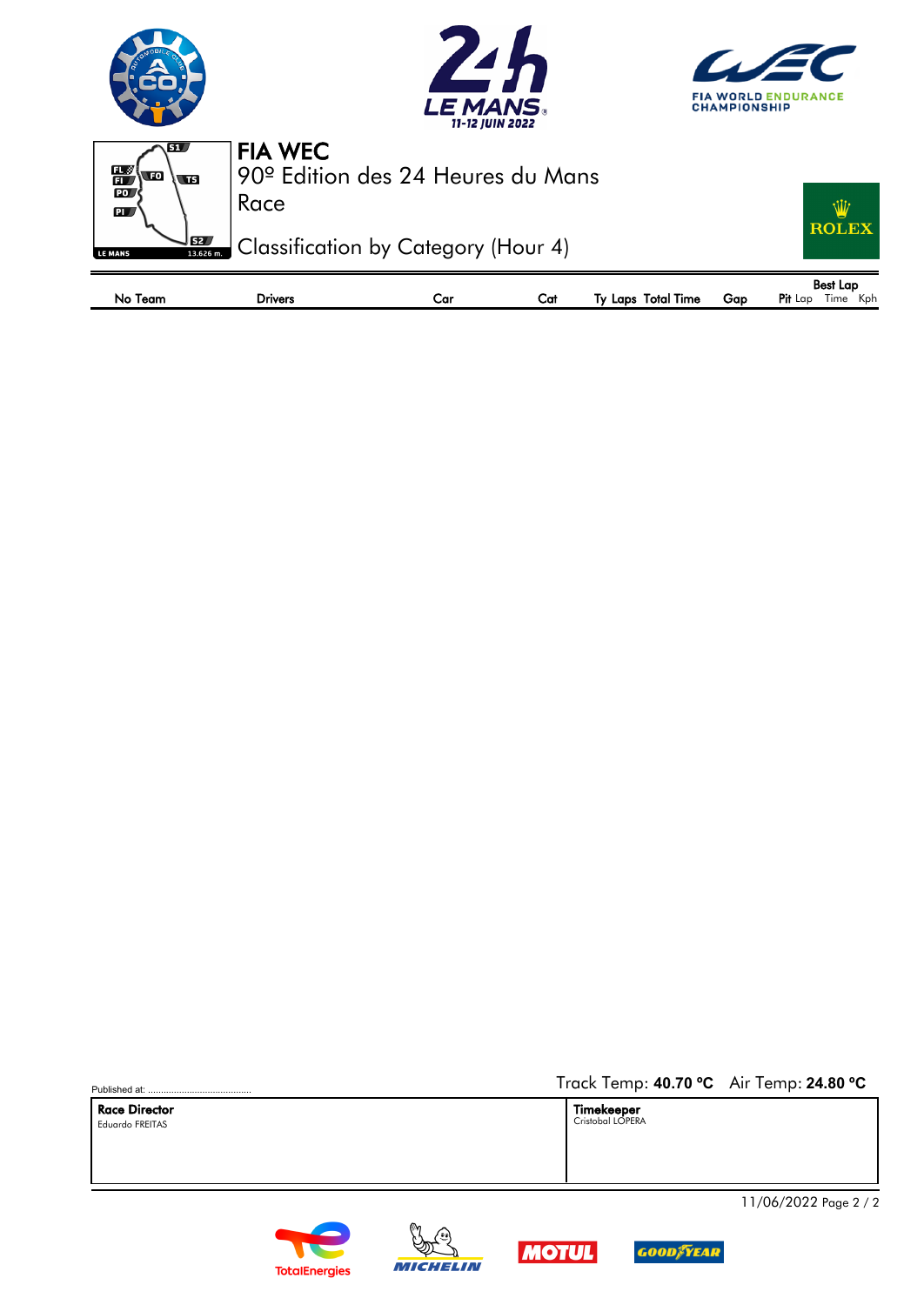# FIA WEC

90º Edition des 24 Heures du Mans

Race

Classification by Category (Hour 4)

| No | Team | Drivers | Car | Cat | Ty | Laps | Total Time | Gap | Pit | Best Lap Lap | Best Lap Time | Best Lap Kph |
|---|---|---|---|---|---|---|---|---|---|---|---|---|

Published at: ........................................

Track Temp: **40.70 ºC** Air Temp: **24.80 ºC**

**Race Director**
Eduardo FREITAS

**Timekeeper**
Cristobal LOPERA

11/06/2022